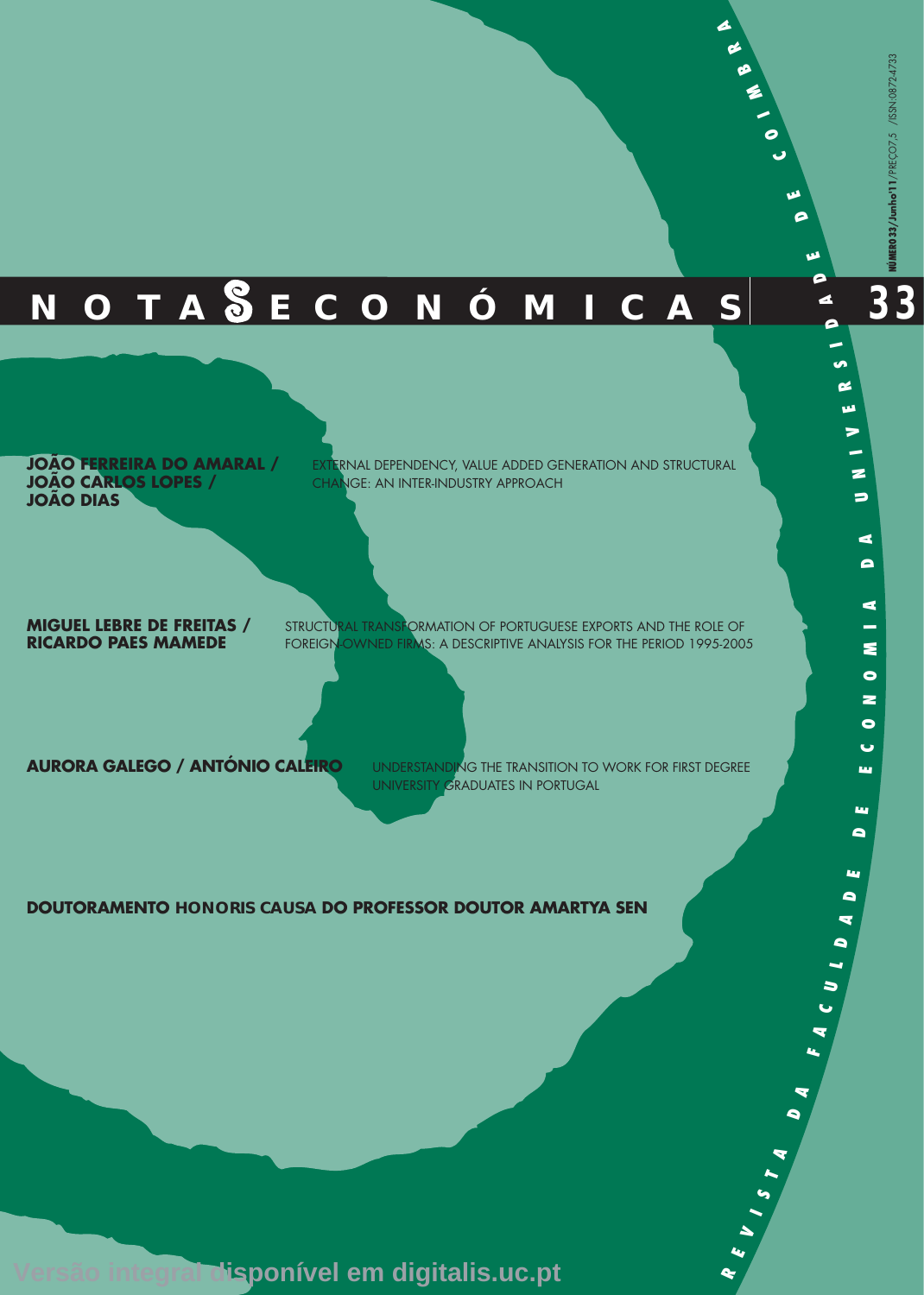# NOTAS ECONÓMICAS

REVISTA DA FACULDADE DE ECONOMIA DA UNIVERSIDADE DE COIMBRA

NÚMERO 33/Junho'11/PREÇO7,5 /ISSN:0872-4733

33

**JOÃO FERREIRA DO AMARAL / JOÃO CARLOS LOPES / JOÃO DIAS**
EXTERNAL DEPENDENCY, VALUE ADDED GENERATION AND STRUCTURAL CHANGE: AN INTER-INDUSTRY APPROACH

**MIGUEL LEBRE DE FREITAS / RICARDO PAES MAMEDE**
STRUCTURAL TRANSFORMATION OF PORTUGUESE EXPORTS AND THE ROLE OF FOREIGN-OWNED FIRMS: A DESCRIPTIVE ANALYSIS FOR THE PERIOD 1995-2005

**AURORA GALEGO / ANTÓNIO CALEIRO**
UNDERSTANDING THE TRANSITION TO WORK FOR FIRST DEGREE UNIVERSITY GRADUATES IN PORTUGAL

**DOUTORAMENTO HONORIS CAUSA DO PROFESSOR DOUTOR AMARTYA SEN**

Versão integral disponível em digitalis.uc.pt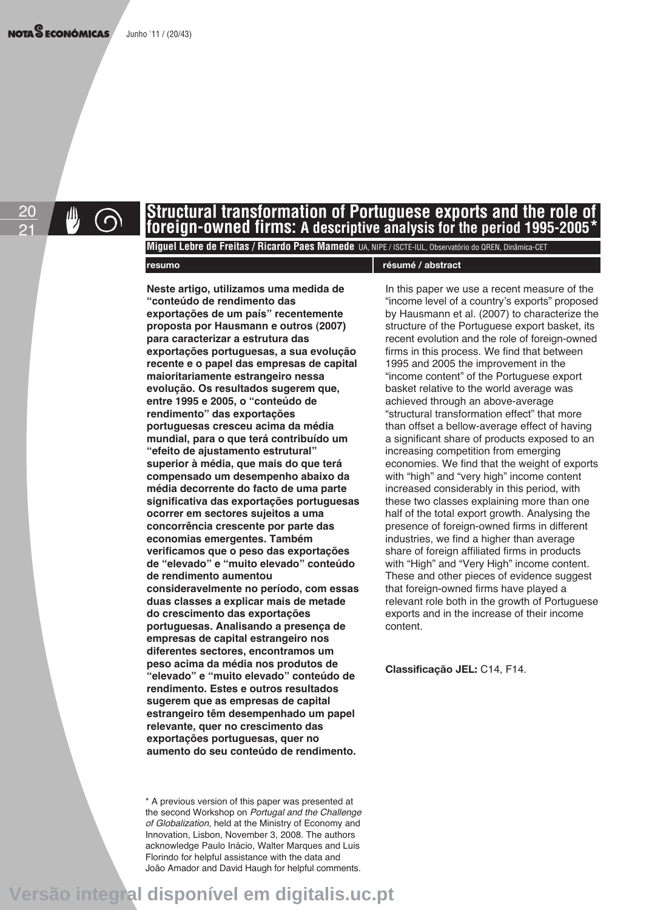# Structural transformation of Portuguese exports and the role of foreign-owned firms: A descriptive analysis for the period 1995-2005*

**Miguel Lebre de Freitas / Ricardo Paes Mamede** UA, NIPE / ISCTE-IUL, Observatório do QREN, Dinâmica-CET

**resumo**

**Neste artigo, utilizamos uma medida de "conteúdo de rendimento das exportações de um país" recentemente proposta por Hausmann e outros (2007) para caracterizar a estrutura das exportações portuguesas, a sua evolução recente e o papel das empresas de capital maioritariamente estrangeiro nessa evolução. Os resultados sugerem que, entre 1995 e 2005, o "conteúdo de rendimento" das exportações portuguesas cresceu acima da média mundial, para o que terá contribuído um "efeito de ajustamento estrutural" superior à média, que mais do que terá compensado um desempenho abaixo da média decorrente do facto de uma parte significativa das exportações portuguesas ocorrer em sectores sujeitos a uma concorrência crescente por parte das economias emergentes. Também verificamos que o peso das exportações de "elevado" e "muito elevado" conteúdo de rendimento aumentou consideravelmente no período, com essas duas classes a explicar mais de metade do crescimento das exportações portuguesas. Analisando a presença de empresas de capital estrangeiro nos diferentes sectores, encontramos um peso acima da média nos produtos de "elevado" e "muito elevado" conteúdo de rendimento. Estes e outros resultados sugerem que as empresas de capital estrangeiro têm desempenhado um papel relevante, quer no crescimento das exportações portuguesas, quer no aumento do seu conteúdo de rendimento.**

**résumé / abstract**

In this paper we use a recent measure of the "income level of a country's exports" proposed by Hausmann et al. (2007) to characterize the structure of the Portuguese export basket, its recent evolution and the role of foreign-owned firms in this process. We find that between 1995 and 2005 the improvement in the "income content" of the Portuguese export basket relative to the world average was achieved through an above-average "structural transformation effect" that more than offset a bellow-average effect of having a significant share of products exposed to an increasing competition from emerging economies. We find that the weight of exports with "high" and "very high" income content increased considerably in this period, with these two classes explaining more than one half of the total export growth. Analysing the presence of foreign-owned firms in different industries, we find a higher than average share of foreign affiliated firms in products with "High" and "Very High" income content. These and other pieces of evidence suggest that foreign-owned firms have played a relevant role both in the growth of Portuguese exports and in the increase of their income content.

**Classificação JEL:** C14, F14.

* A previous version of this paper was presented at the second Workshop on *Portugal and the Challenge of Globalization*, held at the Ministry of Economy and Innovation, Lisbon, November 3, 2008. The authors acknowledge Paulo Inácio, Walter Marques and Luis Florindo for helpful assistance with the data and João Amador and David Haugh for helpful comments.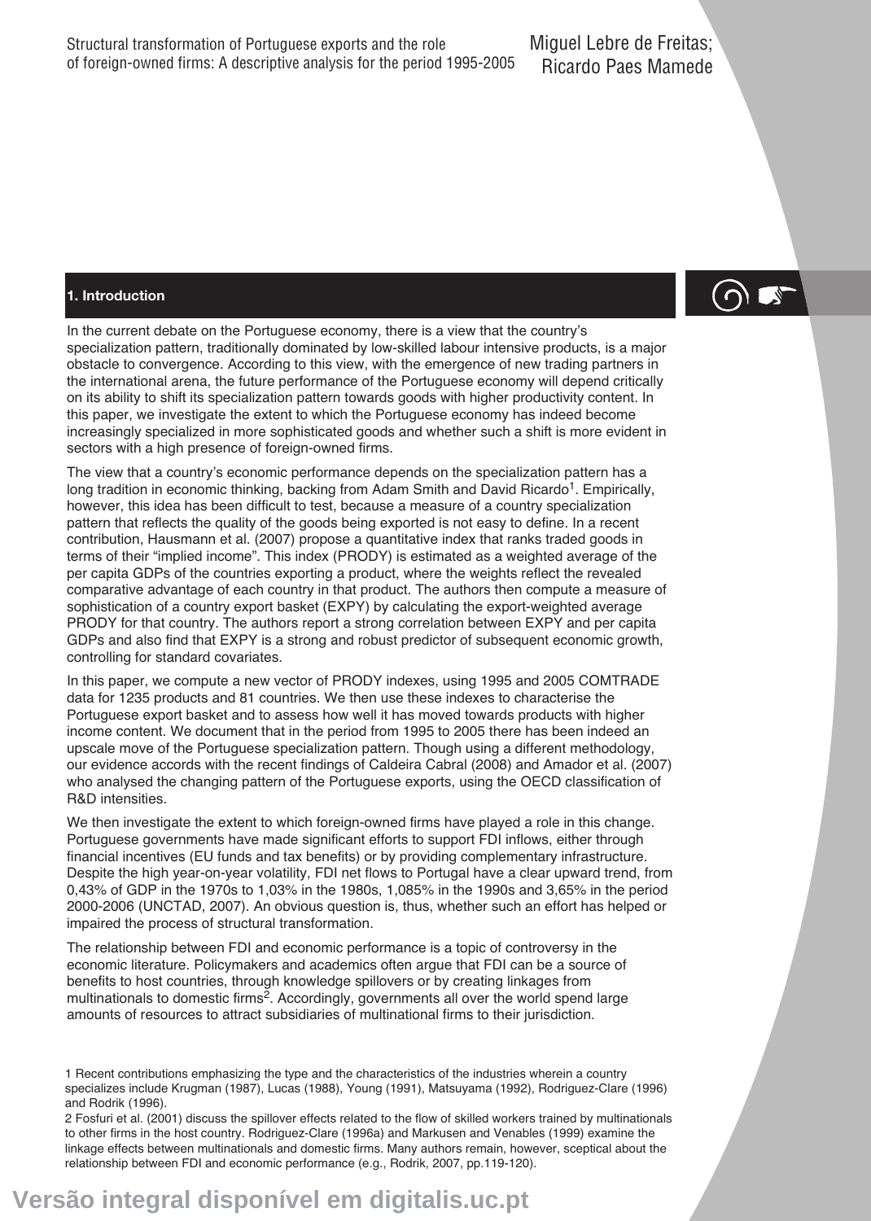## 1. Introduction

In the current debate on the Portuguese economy, there is a view that the country's specialization pattern, traditionally dominated by low-skilled labour intensive products, is a major obstacle to convergence. According to this view, with the emergence of new trading partners in the international arena, the future performance of the Portuguese economy will depend critically on its ability to shift its specialization pattern towards goods with higher productivity content. In this paper, we investigate the extent to which the Portuguese economy has indeed become increasingly specialized in more sophisticated goods and whether such a shift is more evident in sectors with a high presence of foreign-owned firms.

The view that a country's economic performance depends on the specialization pattern has a long tradition in economic thinking, backing from Adam Smith and David Ricardo[1]. Empirically, however, this idea has been difficult to test, because a measure of a country specialization pattern that reflects the quality of the goods being exported is not easy to define. In a recent contribution, Hausmann et al. (2007) propose a quantitative index that ranks traded goods in terms of their "implied income". This index (PRODY) is estimated as a weighted average of the per capita GDPs of the countries exporting a product, where the weights reflect the revealed comparative advantage of each country in that product. The authors then compute a measure of sophistication of a country export basket (EXPY) by calculating the export-weighted average PRODY for that country. The authors report a strong correlation between EXPY and per capita GDPs and also find that EXPY is a strong and robust predictor of subsequent economic growth, controlling for standard covariates.

In this paper, we compute a new vector of PRODY indexes, using 1995 and 2005 COMTRADE data for 1235 products and 81 countries. We then use these indexes to characterise the Portuguese export basket and to assess how well it has moved towards products with higher income content. We document that in the period from 1995 to 2005 there has been indeed an upscale move of the Portuguese specialization pattern. Though using a different methodology, our evidence accords with the recent findings of Caldeira Cabral (2008) and Amador et al. (2007) who analysed the changing pattern of the Portuguese exports, using the OECD classification of R&D intensities.

We then investigate the extent to which foreign-owned firms have played a role in this change. Portuguese governments have made significant efforts to support FDI inflows, either through financial incentives (EU funds and tax benefits) or by providing complementary infrastructure. Despite the high year-on-year volatility, FDI net flows to Portugal have a clear upward trend, from 0,43% of GDP in the 1970s to 1,03% in the 1980s, 1,085% in the 1990s and 3,65% in the period 2000-2006 (UNCTAD, 2007). An obvious question is, thus, whether such an effort has helped or impaired the process of structural transformation.

The relationship between FDI and economic performance is a topic of controversy in the economic literature. Policymakers and academics often argue that FDI can be a source of benefits to host countries, through knowledge spillovers or by creating linkages from multinationals to domestic firms[2]. Accordingly, governments all over the world spend large amounts of resources to attract subsidiaries of multinational firms to their jurisdiction.

1 Recent contributions emphasizing the type and the characteristics of the industries wherein a country specializes include Krugman (1987), Lucas (1988), Young (1991), Matsuyama (1992), Rodriguez-Clare (1996) and Rodrik (1996).

2 Fosfuri et al. (2001) discuss the spillover effects related to the flow of skilled workers trained by multinationals to other firms in the host country. Rodriguez-Clare (1996a) and Markusen and Venables (1999) examine the linkage effects between multinationals and domestic firms. Many authors remain, however, sceptical about the relationship between FDI and economic performance (e.g., Rodrik, 2007, pp.119-120).